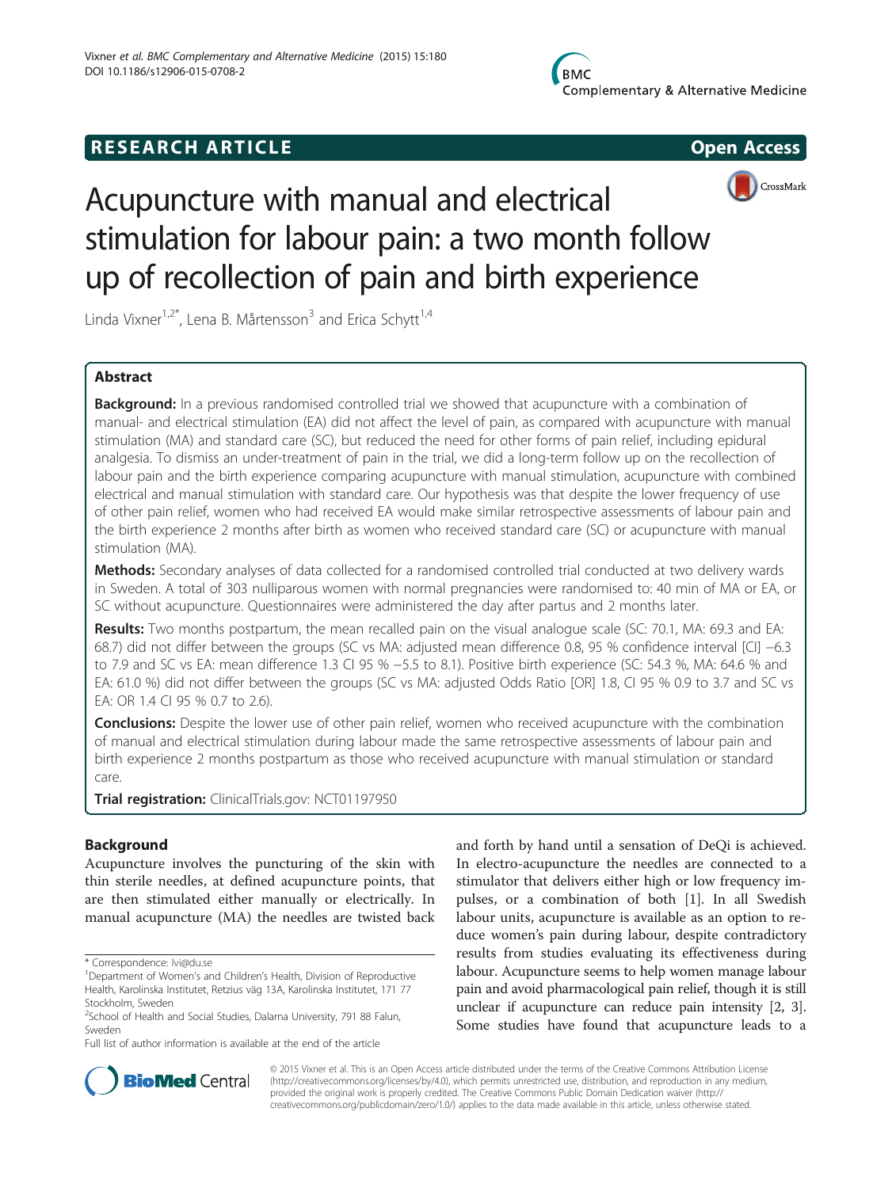# RESEARCH ARTICLE

Open Access

# Acupuncture with manual and electrical stimulation for labour pain: a two month follow up of recollection of pain and birth experience

Linda Vixner[1,2*], Lena B. Mårtensson[3] and Erica Schytt[1,4]

## Abstract

**Background:** In a previous randomised controlled trial we showed that acupuncture with a combination of manual- and electrical stimulation (EA) did not affect the level of pain, as compared with acupuncture with manual stimulation (MA) and standard care (SC), but reduced the need for other forms of pain relief, including epidural analgesia. To dismiss an under-treatment of pain in the trial, we did a long-term follow up on the recollection of labour pain and the birth experience comparing acupuncture with manual stimulation, acupuncture with combined electrical and manual stimulation with standard care. Our hypothesis was that despite the lower frequency of use of other pain relief, women who had received EA would make similar retrospective assessments of labour pain and the birth experience 2 months after birth as women who received standard care (SC) or acupuncture with manual stimulation (MA).

**Methods:** Secondary analyses of data collected for a randomised controlled trial conducted at two delivery wards in Sweden. A total of 303 nulliparous women with normal pregnancies were randomised to: 40 min of MA or EA, or SC without acupuncture. Questionnaires were administered the day after partus and 2 months later.

**Results:** Two months postpartum, the mean recalled pain on the visual analogue scale (SC: 70.1, MA: 69.3 and EA: 68.7) did not differ between the groups (SC vs MA: adjusted mean difference 0.8, 95 % confidence interval [CI] −6.3 to 7.9 and SC vs EA: mean difference 1.3 CI 95 % −5.5 to 8.1). Positive birth experience (SC: 54.3 %, MA: 64.6 % and EA: 61.0 %) did not differ between the groups (SC vs MA: adjusted Odds Ratio [OR] 1.8, CI 95 % 0.9 to 3.7 and SC vs EA: OR 1.4 CI 95 % 0.7 to 2.6).

**Conclusions:** Despite the lower use of other pain relief, women who received acupuncture with the combination of manual and electrical stimulation during labour made the same retrospective assessments of labour pain and birth experience 2 months postpartum as those who received acupuncture with manual stimulation or standard care.

**Trial registration:** ClinicalTrials.gov: NCT01197950

## Background

Acupuncture involves the puncturing of the skin with thin sterile needles, at defined acupuncture points, that are then stimulated either manually or electrically. In manual acupuncture (MA) the needles are twisted back and forth by hand until a sensation of DeQi is achieved. In electro-acupuncture the needles are connected to a stimulator that delivers either high or low frequency impulses, or a combination of both [1]. In all Swedish labour units, acupuncture is available as an option to reduce women's pain during labour, despite contradictory results from studies evaluating its effectiveness during labour. Acupuncture seems to help women manage labour pain and avoid pharmacological pain relief, though it is still unclear if acupuncture can reduce pain intensity [2, 3]. Some studies have found that acupuncture leads to a

\* Correspondence: lvi@du.se

[1]Department of Women's and Children's Health, Division of Reproductive Health, Karolinska Institutet, Retzius väg 13A, Karolinska Institutet, 171 77 Stockholm, Sweden

[2]School of Health and Social Studies, Dalarna University, 791 88 Falun, Sweden

Full list of author information is available at the end of the article

© 2015 Vixner et al. This is an Open Access article distributed under the terms of the Creative Commons Attribution License (http://creativecommons.org/licenses/by/4.0), which permits unrestricted use, distribution, and reproduction in any medium, provided the original work is properly credited. The Creative Commons Public Domain Dedication waiver (http://creativecommons.org/publicdomain/zero/1.0/) applies to the data made available in this article, unless otherwise stated.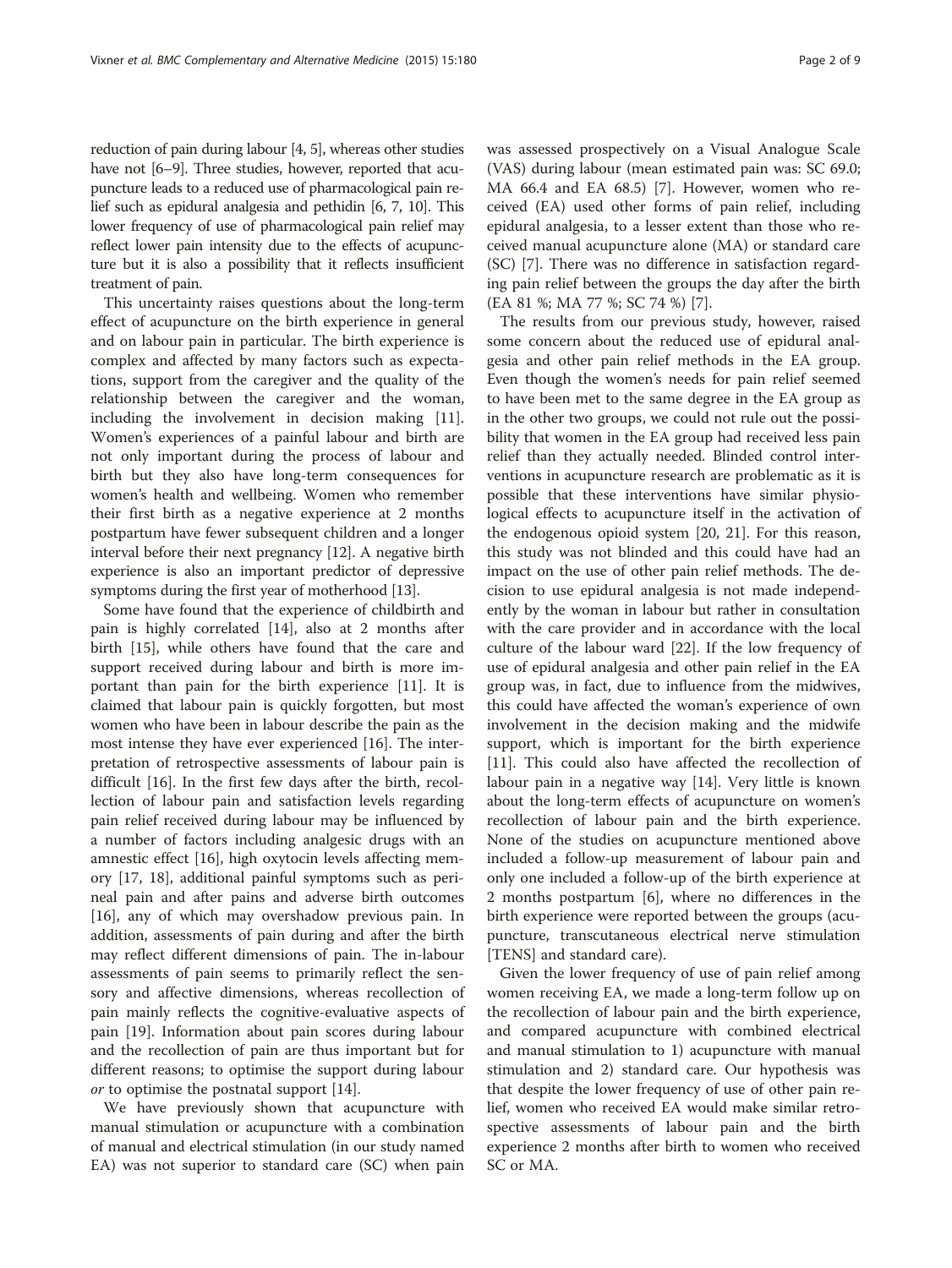reduction of pain during labour [4, 5], whereas other studies have not [6–9]. Three studies, however, reported that acupuncture leads to a reduced use of pharmacological pain relief such as epidural analgesia and pethidin [6, 7, 10]. This lower frequency of use of pharmacological pain relief may reflect lower pain intensity due to the effects of acupuncture but it is also a possibility that it reflects insufficient treatment of pain.

This uncertainty raises questions about the long-term effect of acupuncture on the birth experience in general and on labour pain in particular. The birth experience is complex and affected by many factors such as expectations, support from the caregiver and the quality of the relationship between the caregiver and the woman, including the involvement in decision making [11]. Women's experiences of a painful labour and birth are not only important during the process of labour and birth but they also have long-term consequences for women's health and wellbeing. Women who remember their first birth as a negative experience at 2 months postpartum have fewer subsequent children and a longer interval before their next pregnancy [12]. A negative birth experience is also an important predictor of depressive symptoms during the first year of motherhood [13].

Some have found that the experience of childbirth and pain is highly correlated [14], also at 2 months after birth [15], while others have found that the care and support received during labour and birth is more important than pain for the birth experience [11]. It is claimed that labour pain is quickly forgotten, but most women who have been in labour describe the pain as the most intense they have ever experienced [16]. The interpretation of retrospective assessments of labour pain is difficult [16]. In the first few days after the birth, recollection of labour pain and satisfaction levels regarding pain relief received during labour may be influenced by a number of factors including analgesic drugs with an amnestic effect [16], high oxytocin levels affecting memory [17, 18], additional painful symptoms such as perineal pain and after pains and adverse birth outcomes [16], any of which may overshadow previous pain. In addition, assessments of pain during and after the birth may reflect different dimensions of pain. The in-labour assessments of pain seems to primarily reflect the sensory and affective dimensions, whereas recollection of pain mainly reflects the cognitive-evaluative aspects of pain [19]. Information about pain scores during labour and the recollection of pain are thus important but for different reasons; to optimise the support during labour *or* to optimise the postnatal support [14].

We have previously shown that acupuncture with manual stimulation or acupuncture with a combination of manual and electrical stimulation (in our study named EA) was not superior to standard care (SC) when pain was assessed prospectively on a Visual Analogue Scale (VAS) during labour (mean estimated pain was: SC 69.0; MA 66.4 and EA 68.5) [7]. However, women who received (EA) used other forms of pain relief, including epidural analgesia, to a lesser extent than those who received manual acupuncture alone (MA) or standard care (SC) [7]. There was no difference in satisfaction regarding pain relief between the groups the day after the birth (EA 81 %; MA 77 %; SC 74 %) [7].

The results from our previous study, however, raised some concern about the reduced use of epidural analgesia and other pain relief methods in the EA group. Even though the women's needs for pain relief seemed to have been met to the same degree in the EA group as in the other two groups, we could not rule out the possibility that women in the EA group had received less pain relief than they actually needed. Blinded control interventions in acupuncture research are problematic as it is possible that these interventions have similar physiological effects to acupuncture itself in the activation of the endogenous opioid system [20, 21]. For this reason, this study was not blinded and this could have had an impact on the use of other pain relief methods. The decision to use epidural analgesia is not made independently by the woman in labour but rather in consultation with the care provider and in accordance with the local culture of the labour ward [22]. If the low frequency of use of epidural analgesia and other pain relief in the EA group was, in fact, due to influence from the midwives, this could have affected the woman's experience of own involvement in the decision making and the midwife support, which is important for the birth experience [11]. This could also have affected the recollection of labour pain in a negative way [14]. Very little is known about the long-term effects of acupuncture on women's recollection of labour pain and the birth experience. None of the studies on acupuncture mentioned above included a follow-up measurement of labour pain and only one included a follow-up of the birth experience at 2 months postpartum [6], where no differences in the birth experience were reported between the groups (acupuncture, transcutaneous electrical nerve stimulation [TENS] and standard care).

Given the lower frequency of use of pain relief among women receiving EA, we made a long-term follow up on the recollection of labour pain and the birth experience, and compared acupuncture with combined electrical and manual stimulation to 1) acupuncture with manual stimulation and 2) standard care. Our hypothesis was that despite the lower frequency of use of other pain relief, women who received EA would make similar retrospective assessments of labour pain and the birth experience 2 months after birth to women who received SC or MA.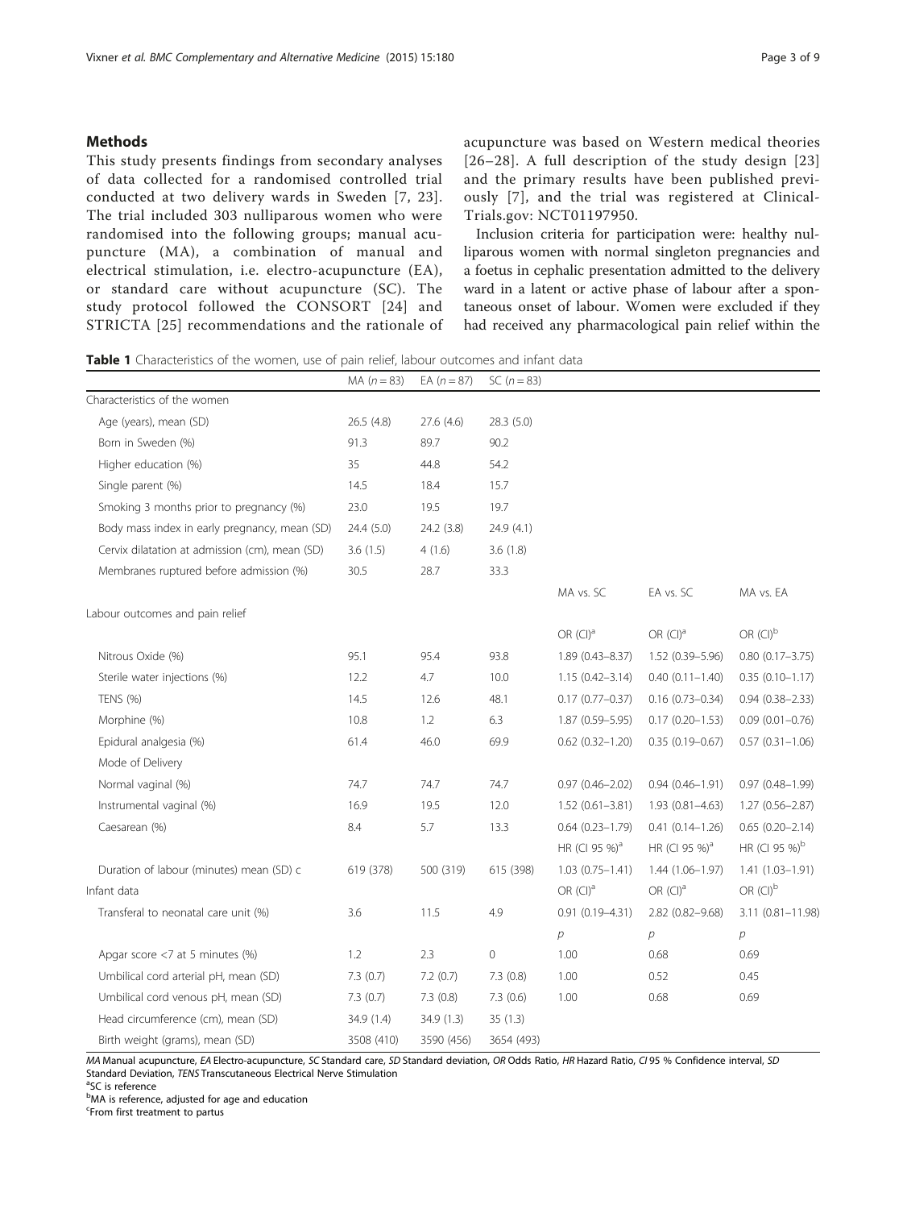## Methods

This study presents findings from secondary analyses of data collected for a randomised controlled trial conducted at two delivery wards in Sweden [7, 23]. The trial included 303 nulliparous women who were randomised into the following groups; manual acupuncture (MA), a combination of manual and electrical stimulation, i.e. electro-acupuncture (EA), or standard care without acupuncture (SC). The study protocol followed the CONSORT [24] and STRICTA [25] recommendations and the rationale of acupuncture was based on Western medical theories [26–28]. A full description of the study design [23] and the primary results have been published previously [7], and the trial was registered at ClinicalTrials.gov: NCT01197950.

Inclusion criteria for participation were: healthy nulliparous women with normal singleton pregnancies and a foetus in cephalic presentation admitted to the delivery ward in a latent or active phase of labour after a spontaneous onset of labour. Women were excluded if they had received any pharmacological pain relief within the

**Table 1** Characteristics of the women, use of pain relief, labour outcomes and infant data

| | MA ($n = 83$) | EA ($n = 87$) | SC ($n = 83$) | | | |
|---|---|---|---|---|---|---|
| Characteristics of the women | | | | | | |
| Age (years), mean (SD) | 26.5 (4.8) | 27.6 (4.6) | 28.3 (5.0) | | | |
| Born in Sweden (%) | 91.3 | 89.7 | 90.2 | | | |
| Higher education (%) | 35 | 44.8 | 54.2 | | | |
| Single parent (%) | 14.5 | 18.4 | 15.7 | | | |
| Smoking 3 months prior to pregnancy (%) | 23.0 | 19.5 | 19.7 | | | |
| Body mass index in early pregnancy, mean (SD) | 24.4 (5.0) | 24.2 (3.8) | 24.9 (4.1) | | | |
| Cervix dilatation at admission (cm), mean (SD) | 3.6 (1.5) | 4 (1.6) | 3.6 (1.8) | | | |
| Membranes ruptured before admission (%) | 30.5 | 28.7 | 33.3 | | | |
| | | | | MA vs. SC | EA vs. SC | MA vs. EA |
| Labour outcomes and pain relief | | | | | | |
| | | | | OR (CI)[a] | OR (CI)[a] | OR (CI)[b] |
| Nitrous Oxide (%) | 95.1 | 95.4 | 93.8 | 1.89 (0.43–8.37) | 1.52 (0.39–5.96) | 0.80 (0.17–3.75) |
| Sterile water injections (%) | 12.2 | 4.7 | 10.0 | 1.15 (0.42–3.14) | 0.40 (0.11–1.40) | 0.35 (0.10–1.17) |
| TENS (%) | 14.5 | 12.6 | 48.1 | 0.17 (0.77–0.37) | 0.16 (0.73–0.34) | 0.94 (0.38–2.33) |
| Morphine (%) | 10.8 | 1.2 | 6.3 | 1.87 (0.59–5.95) | 0.17 (0.20–1.53) | 0.09 (0.01–0.76) |
| Epidural analgesia (%) | 61.4 | 46.0 | 69.9 | 0.62 (0.32–1.20) | 0.35 (0.19–0.67) | 0.57 (0.31–1.06) |
| Mode of Delivery | | | | | | |
| Normal vaginal (%) | 74.7 | 74.7 | 74.7 | 0.97 (0.46–2.02) | 0.94 (0.46–1.91) | 0.97 (0.48–1.99) |
| Instrumental vaginal (%) | 16.9 | 19.5 | 12.0 | 1.52 (0.61–3.81) | 1.93 (0.81–4.63) | 1.27 (0.56–2.87) |
| Caesarean (%) | 8.4 | 5.7 | 13.3 | 0.64 (0.23–1.79) | 0.41 (0.14–1.26) | 0.65 (0.20–2.14) |
| | | | | HR (CI 95 %)[a] | HR (CI 95 %)[a] | HR (CI 95 %)[b] |
| Duration of labour (minutes) mean (SD) c | 619 (378) | 500 (319) | 615 (398) | 1.03 (0.75–1.41) | 1.44 (1.06–1.97) | 1.41 (1.03–1.91) |
| Infant data | | | | OR (CI)[a] | OR (CI)[a] | OR (CI)[b] |
| Transferal to neonatal care unit (%) | 3.6 | 11.5 | 4.9 | 0.91 (0.19–4.31) | 2.82 (0.82–9.68) | 3.11 (0.81–11.98) |
| | | | | $p$ | $p$ | $p$ |
| Apgar score <7 at 5 minutes (%) | 1.2 | 2.3 | 0 | 1.00 | 0.68 | 0.69 |
| Umbilical cord arterial pH, mean (SD) | 7.3 (0.7) | 7.2 (0.7) | 7.3 (0.8) | 1.00 | 0.52 | 0.45 |
| Umbilical cord venous pH, mean (SD) | 7.3 (0.7) | 7.3 (0.8) | 7.3 (0.6) | 1.00 | 0.68 | 0.69 |
| Head circumference (cm), mean (SD) | 34.9 (1.4) | 34.9 (1.3) | 35 (1.3) | | | |
| Birth weight (grams), mean (SD) | 3508 (410) | 3590 (456) | 3654 (493) | | | |

*MA* Manual acupuncture, *EA* Electro-acupuncture, *SC* Standard care, *SD* Standard deviation, *OR* Odds Ratio, *HR* Hazard Ratio, *CI* 95 % Confidence interval, *SD* Standard Deviation, *TENS* Transcutaneous Electrical Nerve Stimulation

[a]SC is reference

[b]MA is reference, adjusted for age and education

[c]From first treatment to partus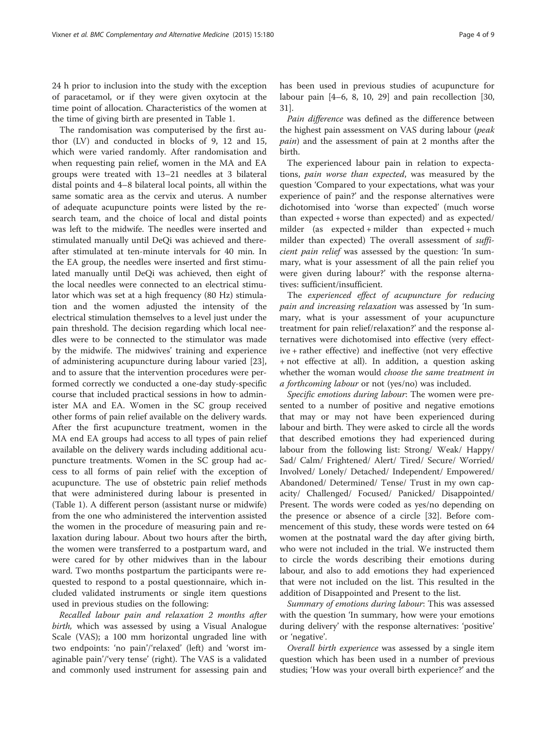24 h prior to inclusion into the study with the exception of paracetamol, or if they were given oxytocin at the time point of allocation. Characteristics of the women at the time of giving birth are presented in Table 1.

The randomisation was computerised by the first author (LV) and conducted in blocks of 9, 12 and 15, which were varied randomly. After randomisation and when requesting pain relief, women in the MA and EA groups were treated with 13–21 needles at 3 bilateral distal points and 4–8 bilateral local points, all within the same somatic area as the cervix and uterus. A number of adequate acupuncture points were listed by the research team, and the choice of local and distal points was left to the midwife. The needles were inserted and stimulated manually until DeQi was achieved and thereafter stimulated at ten-minute intervals for 40 min. In the EA group, the needles were inserted and first stimulated manually until DeQi was achieved, then eight of the local needles were connected to an electrical stimulator which was set at a high frequency (80 Hz) stimulation and the women adjusted the intensity of the electrical stimulation themselves to a level just under the pain threshold. The decision regarding which local needles were to be connected to the stimulator was made by the midwife. The midwives' training and experience of administering acupuncture during labour varied [23], and to assure that the intervention procedures were performed correctly we conducted a one-day study-specific course that included practical sessions in how to administer MA and EA. Women in the SC group received other forms of pain relief available on the delivery wards. After the first acupuncture treatment, women in the MA end EA groups had access to all types of pain relief available on the delivery wards including additional acupuncture treatments. Women in the SC group had access to all forms of pain relief with the exception of acupuncture. The use of obstetric pain relief methods that were administered during labour is presented in (Table 1). A different person (assistant nurse or midwife) from the one who administered the intervention assisted the women in the procedure of measuring pain and relaxation during labour. About two hours after the birth, the women were transferred to a postpartum ward, and were cared for by other midwives than in the labour ward. Two months postpartum the participants were requested to respond to a postal questionnaire, which included validated instruments or single item questions used in previous studies on the following:

*Recalled labour pain and relaxation 2 months after birth,* which was assessed by using a Visual Analogue Scale (VAS); a 100 mm horizontal ungraded line with two endpoints: 'no pain'/'relaxed' (left) and 'worst imaginable pain'/'very tense' (right). The VAS is a validated and commonly used instrument for assessing pain and has been used in previous studies of acupuncture for labour pain [4–6, 8, 10, 29] and pain recollection [30, 31].

*Pain difference* was defined as the difference between the highest pain assessment on VAS during labour (*peak pain*) and the assessment of pain at 2 months after the birth.

The experienced labour pain in relation to expectations, *pain worse than expected*, was measured by the question 'Compared to your expectations, what was your experience of pain?' and the response alternatives were dichotomised into 'worse than expected' (much worse than expected + worse than expected) and as expected/milder (as expected + milder than expected + much milder than expected) The overall assessment of *sufficient pain relief* was assessed by the question: 'In summary, what is your assessment of all the pain relief you were given during labour?' with the response alternatives: sufficient/insufficient.

The *experienced effect of acupuncture for reducing pain and increasing relaxation* was assessed by 'In summary, what is your assessment of your acupuncture treatment for pain relief/relaxation?' and the response alternatives were dichotomised into effective (very effective + rather effective) and ineffective (not very effective + not effective at all). In addition, a question asking whether the woman would *choose the same treatment in a forthcoming labour* or not (yes/no) was included.

*Specific emotions during labour*: The women were presented to a number of positive and negative emotions that may or may not have been experienced during labour and birth. They were asked to circle all the words that described emotions they had experienced during labour from the following list: Strong/ Weak/ Happy/ Sad/ Calm/ Frightened/ Alert/ Tired/ Secure/ Worried/ Involved/ Lonely/ Detached/ Independent/ Empowered/ Abandoned/ Determined/ Tense/ Trust in my own capacity/ Challenged/ Focused/ Panicked/ Disappointed/ Present. The words were coded as yes/no depending on the presence or absence of a circle [32]. Before commencement of this study, these words were tested on 64 women at the postnatal ward the day after giving birth, who were not included in the trial. We instructed them to circle the words describing their emotions during labour, and also to add emotions they had experienced that were not included on the list. This resulted in the addition of Disappointed and Present to the list.

*Summary of emotions during labour*: This was assessed with the question 'In summary, how were your emotions during delivery' with the response alternatives: 'positive' or 'negative'.

*Overall birth experience* was assessed by a single item question which has been used in a number of previous studies; 'How was your overall birth experience?' and the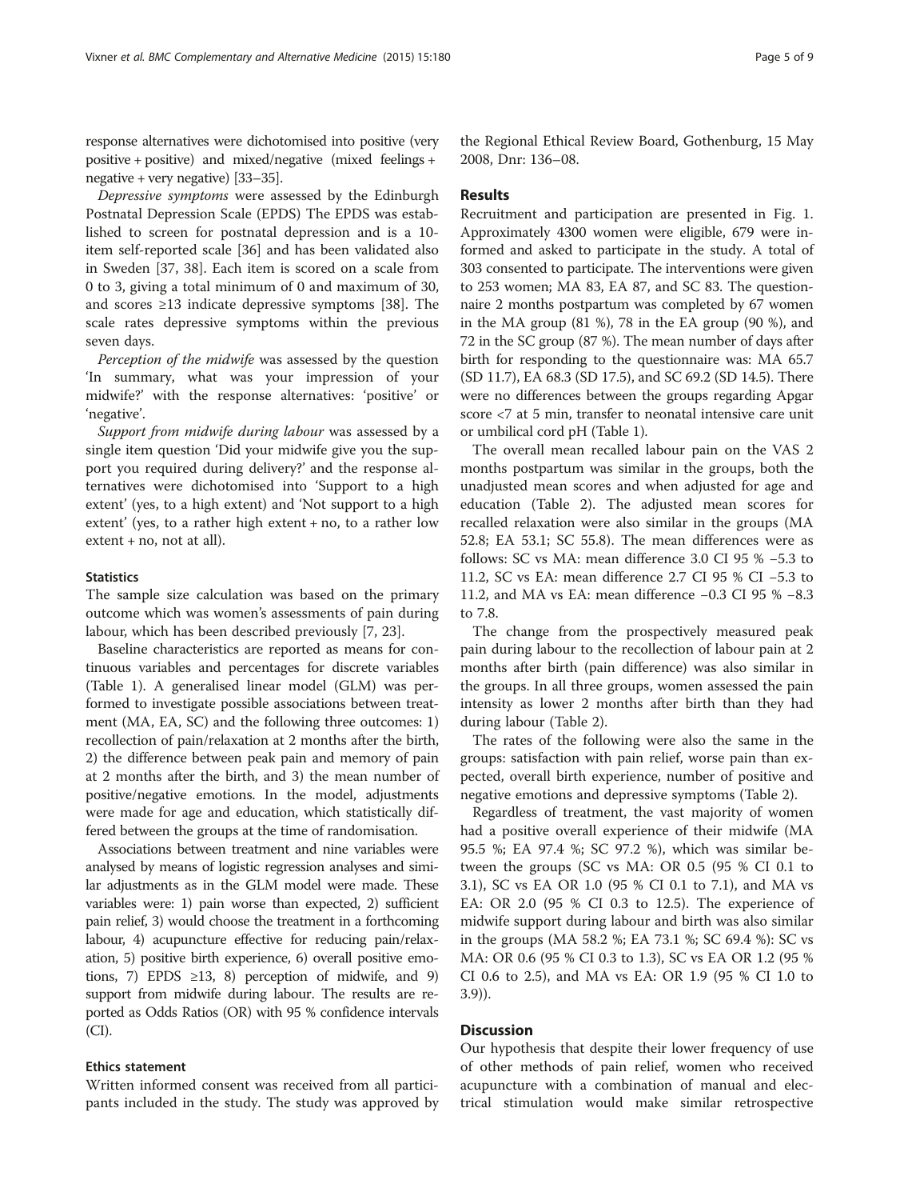response alternatives were dichotomised into positive (very positive + positive) and mixed/negative (mixed feelings + negative + very negative) [33–35].

*Depressive symptoms* were assessed by the Edinburgh Postnatal Depression Scale (EPDS) The EPDS was established to screen for postnatal depression and is a 10-item self-reported scale [36] and has been validated also in Sweden [37, 38]. Each item is scored on a scale from 0 to 3, giving a total minimum of 0 and maximum of 30, and scores ≥13 indicate depressive symptoms [38]. The scale rates depressive symptoms within the previous seven days.

*Perception of the midwife* was assessed by the question 'In summary, what was your impression of your midwife?' with the response alternatives: 'positive' or 'negative'.

*Support from midwife during labour* was assessed by a single item question 'Did your midwife give you the support you required during delivery?' and the response alternatives were dichotomised into 'Support to a high extent' (yes, to a high extent) and 'Not support to a high extent' (yes, to a rather high extent + no, to a rather low extent + no, not at all).

### Statistics

The sample size calculation was based on the primary outcome which was women's assessments of pain during labour, which has been described previously [7, 23].

Baseline characteristics are reported as means for continuous variables and percentages for discrete variables (Table 1). A generalised linear model (GLM) was performed to investigate possible associations between treatment (MA, EA, SC) and the following three outcomes: 1) recollection of pain/relaxation at 2 months after the birth, 2) the difference between peak pain and memory of pain at 2 months after the birth, and 3) the mean number of positive/negative emotions. In the model, adjustments were made for age and education, which statistically differed between the groups at the time of randomisation.

Associations between treatment and nine variables were analysed by means of logistic regression analyses and similar adjustments as in the GLM model were made. These variables were: 1) pain worse than expected, 2) sufficient pain relief, 3) would choose the treatment in a forthcoming labour, 4) acupuncture effective for reducing pain/relaxation, 5) positive birth experience, 6) overall positive emotions, 7) EPDS ≥13, 8) perception of midwife, and 9) support from midwife during labour. The results are reported as Odds Ratios (OR) with 95 % confidence intervals (CI).

### Ethics statement

Written informed consent was received from all participants included in the study. The study was approved by the Regional Ethical Review Board, Gothenburg, 15 May 2008, Dnr: 136–08.

## Results

Recruitment and participation are presented in Fig. 1. Approximately 4300 women were eligible, 679 were informed and asked to participate in the study. A total of 303 consented to participate. The interventions were given to 253 women; MA 83, EA 87, and SC 83. The questionnaire 2 months postpartum was completed by 67 women in the MA group (81 %), 78 in the EA group (90 %), and 72 in the SC group (87 %). The mean number of days after birth for responding to the questionnaire was: MA 65.7 (SD 11.7), EA 68.3 (SD 17.5), and SC 69.2 (SD 14.5). There were no differences between the groups regarding Apgar score <7 at 5 min, transfer to neonatal intensive care unit or umbilical cord pH (Table 1).

The overall mean recalled labour pain on the VAS 2 months postpartum was similar in the groups, both the unadjusted mean scores and when adjusted for age and education (Table 2). The adjusted mean scores for recalled relaxation were also similar in the groups (MA 52.8; EA 53.1; SC 55.8). The mean differences were as follows: SC vs MA: mean difference 3.0 CI 95 % −5.3 to 11.2, SC vs EA: mean difference 2.7 CI 95 % CI −5.3 to 11.2, and MA vs EA: mean difference −0.3 CI 95 % −8.3 to 7.8.

The change from the prospectively measured peak pain during labour to the recollection of labour pain at 2 months after birth (pain difference) was also similar in the groups. In all three groups, women assessed the pain intensity as lower 2 months after birth than they had during labour (Table 2).

The rates of the following were also the same in the groups: satisfaction with pain relief, worse pain than expected, overall birth experience, number of positive and negative emotions and depressive symptoms (Table 2).

Regardless of treatment, the vast majority of women had a positive overall experience of their midwife (MA 95.5 %; EA 97.4 %; SC 97.2 %), which was similar between the groups (SC vs MA: OR 0.5 (95 % CI 0.1 to 3.1), SC vs EA OR 1.0 (95 % CI 0.1 to 7.1), and MA vs EA: OR 2.0 (95 % CI 0.3 to 12.5). The experience of midwife support during labour and birth was also similar in the groups (MA 58.2 %; EA 73.1 %; SC 69.4 %): SC vs MA: OR 0.6 (95 % CI 0.3 to 1.3), SC vs EA OR 1.2 (95 % CI 0.6 to 2.5), and MA vs EA: OR 1.9 (95 % CI 1.0 to 3.9)).

## Discussion

Our hypothesis that despite their lower frequency of use of other methods of pain relief, women who received acupuncture with a combination of manual and electrical stimulation would make similar retrospective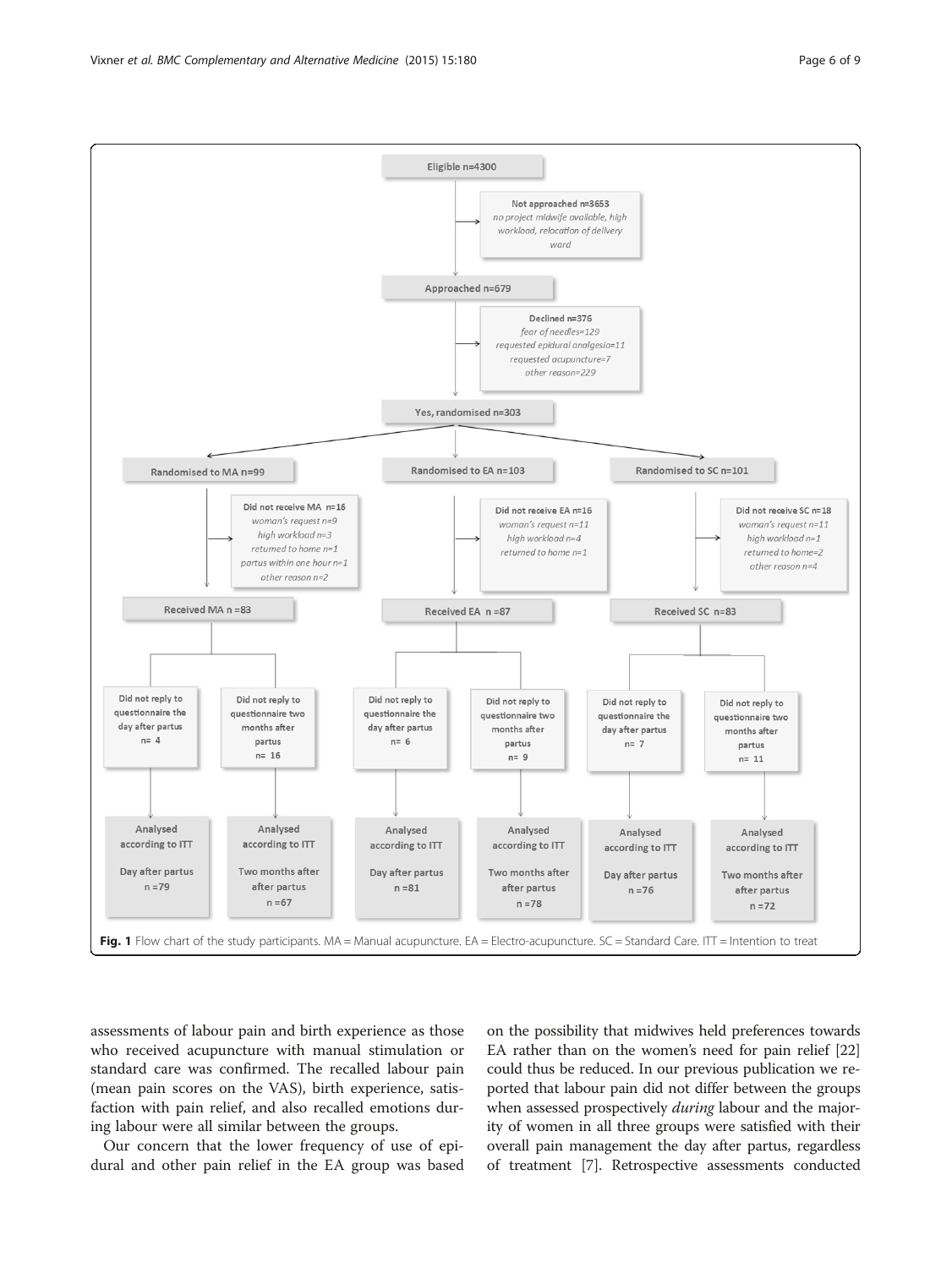Eligible n=4300

Not approached n=3653
*no project midwife available, high workload, relocation of delivery ward*

Approached n=679

Declined n=376
*fear of needles=129*
*requested epidural analgesia=11*
*requested acupuncture=7*
*other reason=229*

Yes, randomised n=303

| Randomised to MA n=99 | Randomised to EA n=103 | Randomised to SC n=101 |
| --- | --- | --- |
| Did not receive MA n=16<br>*woman's request n=9*<br>*high workload n=3*<br>*returned to home n=1*<br>*partus within one hour n=1*<br>*other reason n=2* | Did not receive EA n=16<br>*woman's request n=11*<br>*high workload n=4*<br>*returned to home n=1* | Did not receive SC n=18<br>*woman's request n=11*<br>*high workload n=1*<br>*returned to home=2*<br>*other reason n=4* |
| Received MA n =83 | Received EA n =87 | Received SC n=83 |
| Did not reply to questionnaire the day after partus n= 4 | Did not reply to questionnaire the day after partus n= 6 | Did not reply to questionnaire the day after partus n= 7 |
| Did not reply to questionnaire two months after partus n= 16 | Did not reply to questionnaire two months after partus n= 9 | Did not reply to questionnaire two months after partus n= 11 |
| Analysed according to ITT Day after partus n =79 | Analysed according to ITT Day after partus n =81 | Analysed according to ITT Day after partus n =76 |
| Analysed according to ITT Two months after after partus n =67 | Analysed according to ITT Two months after after partus n =78 | Analysed according to ITT Two months after after partus n =72 |

**Fig. 1** Flow chart of the study participants. MA = Manual acupuncture. EA = Electro-acupuncture. SC = Standard Care. ITT = Intention to treat

assessments of labour pain and birth experience as those who received acupuncture with manual stimulation or standard care was confirmed. The recalled labour pain (mean pain scores on the VAS), birth experience, satisfaction with pain relief, and also recalled emotions during labour were all similar between the groups.

Our concern that the lower frequency of use of epidural and other pain relief in the EA group was based on the possibility that midwives held preferences towards EA rather than on the women's need for pain relief [22] could thus be reduced. In our previous publication we reported that labour pain did not differ between the groups when assessed prospectively *during* labour and the majority of women in all three groups were satisfied with their overall pain management the day after partus, regardless of treatment [7]. Retrospective assessments conducted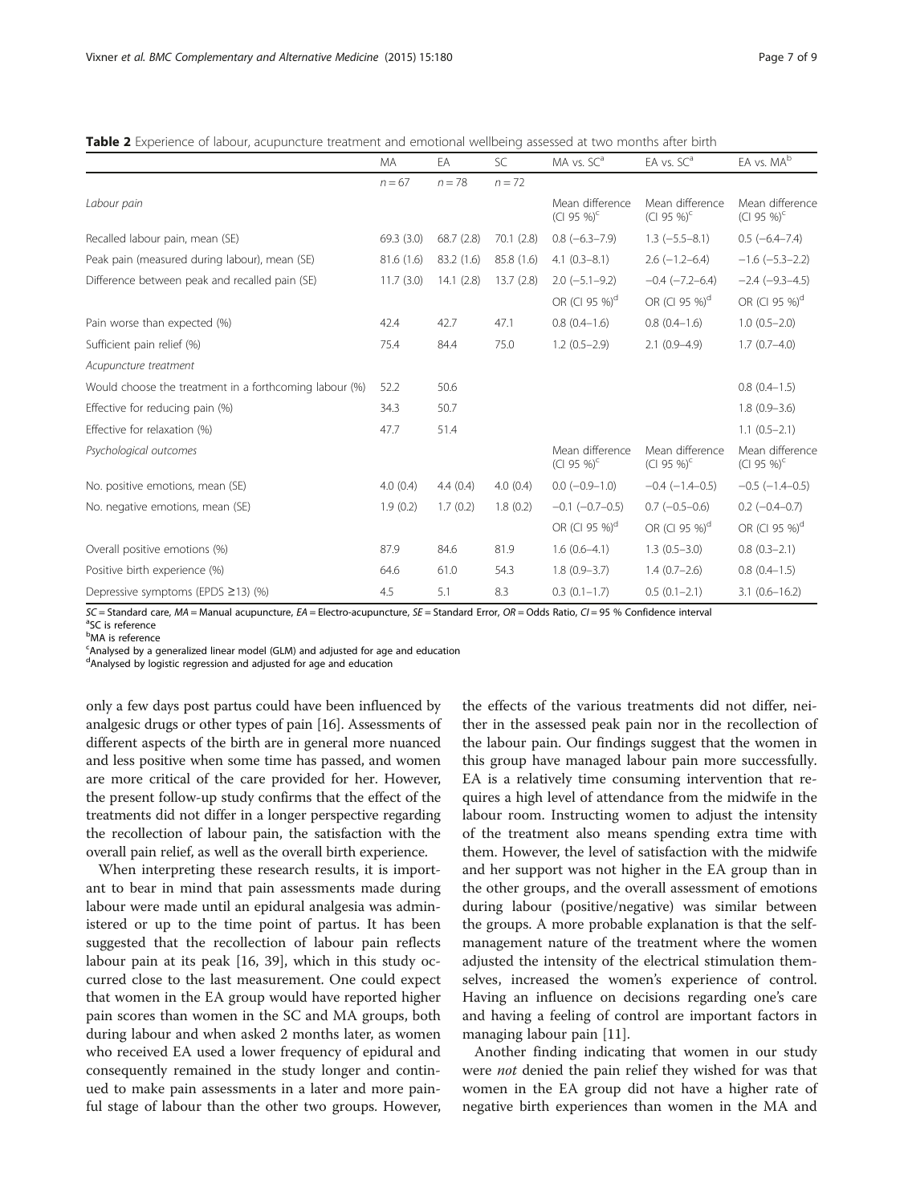**Table 2** Experience of labour, acupuncture treatment and emotional wellbeing assessed at two months after birth

| | MA | EA | SC | MA vs. SC[a] | EA vs. SC[a] | EA vs. MA[b] |
|---|---|---|---|---|---|---|
| | $n = 67$ | $n = 78$ | $n = 72$ | | | |
| *Labour pain* | | | | Mean difference (CI 95 %)[c] | Mean difference (CI 95 %)[c] | Mean difference (CI 95 %)[c] |
| Recalled labour pain, mean (SE) | 69.3 (3.0) | 68.7 (2.8) | 70.1 (2.8) | 0.8 (−6.3–7.9) | 1.3 (−5.5–8.1) | 0.5 (−6.4–7.4) |
| Peak pain (measured during labour), mean (SE) | 81.6 (1.6) | 83.2 (1.6) | 85.8 (1.6) | 4.1 (0.3–8.1) | 2.6 (−1.2–6.4) | −1.6 (−5.3–2.2) |
| Difference between peak and recalled pain (SE) | 11.7 (3.0) | 14.1 (2.8) | 13.7 (2.8) | 2.0 (−5.1–9.2) | −0.4 (−7.2–6.4) | −2.4 (−9.3–4.5) |
| | | | | OR (CI 95 %)[d] | OR (CI 95 %)[d] | OR (CI 95 %)[d] |
| Pain worse than expected (%) | 42.4 | 42.7 | 47.1 | 0.8 (0.4–1.6) | 0.8 (0.4–1.6) | 1.0 (0.5–2.0) |
| Sufficient pain relief (%) | 75.4 | 84.4 | 75.0 | 1.2 (0.5–2.9) | 2.1 (0.9–4.9) | 1.7 (0.7–4.0) |
| *Acupuncture treatment* | | | | | | |
| Would choose the treatment in a forthcoming labour (%) | 52.2 | 50.6 | | | | 0.8 (0.4–1.5) |
| Effective for reducing pain (%) | 34.3 | 50.7 | | | | 1.8 (0.9–3.6) |
| Effective for relaxation (%) | 47.7 | 51.4 | | | | 1.1 (0.5–2.1) |
| *Psychological outcomes* | | | | Mean difference (CI 95 %)[c] | Mean difference (CI 95 %)[c] | Mean difference (CI 95 %)[c] |
| No. positive emotions, mean (SE) | 4.0 (0.4) | 4.4 (0.4) | 4.0 (0.4) | 0.0 (−0.9–1.0) | −0.4 (−1.4–0.5) | −0.5 (−1.4–0.5) |
| No. negative emotions, mean (SE) | 1.9 (0.2) | 1.7 (0.2) | 1.8 (0.2) | −0.1 (−0.7–0.5) | 0.7 (−0.5–0.6) | 0.2 (−0.4–0.7) |
| | | | | OR (CI 95 %)[d] | OR (CI 95 %)[d] | OR (CI 95 %)[d] |
| Overall positive emotions (%) | 87.9 | 84.6 | 81.9 | 1.6 (0.6–4.1) | 1.3 (0.5–3.0) | 0.8 (0.3–2.1) |
| Positive birth experience (%) | 64.6 | 61.0 | 54.3 | 1.8 (0.9–3.7) | 1.4 (0.7–2.6) | 0.8 (0.4–1.5) |
| Depressive symptoms (EPDS ≥13) (%) | 4.5 | 5.1 | 8.3 | 0.3 (0.1–1.7) | 0.5 (0.1–2.1) | 3.1 (0.6–16.2) |

*SC* = Standard care, *MA* = Manual acupuncture, *EA* = Electro-acupuncture, *SE* = Standard Error, *OR* = Odds Ratio, *CI* = 95 % Confidence interval
[a]SC is reference
[b]MA is reference
[c]Analysed by a generalized linear model (GLM) and adjusted for age and education
[d]Analysed by logistic regression and adjusted for age and education

only a few days post partus could have been influenced by analgesic drugs or other types of pain [16]. Assessments of different aspects of the birth are in general more nuanced and less positive when some time has passed, and women are more critical of the care provided for her. However, the present follow-up study confirms that the effect of the treatments did not differ in a longer perspective regarding the recollection of labour pain, the satisfaction with the overall pain relief, as well as the overall birth experience.

When interpreting these research results, it is important to bear in mind that pain assessments made during labour were made until an epidural analgesia was administered or up to the time point of partus. It has been suggested that the recollection of labour pain reflects labour pain at its peak [16, 39], which in this study occurred close to the last measurement. One could expect that women in the EA group would have reported higher pain scores than women in the SC and MA groups, both during labour and when asked 2 months later, as women who received EA used a lower frequency of epidural and consequently remained in the study longer and continued to make pain assessments in a later and more painful stage of labour than the other two groups. However, the effects of the various treatments did not differ, neither in the assessed peak pain nor in the recollection of the labour pain. Our findings suggest that the women in this group have managed labour pain more successfully. EA is a relatively time consuming intervention that requires a high level of attendance from the midwife in the labour room. Instructing women to adjust the intensity of the treatment also means spending extra time with them. However, the level of satisfaction with the midwife and her support was not higher in the EA group than in the other groups, and the overall assessment of emotions during labour (positive/negative) was similar between the groups. A more probable explanation is that the self-management nature of the treatment where the women adjusted the intensity of the electrical stimulation themselves, increased the women's experience of control. Having an influence on decisions regarding one's care and having a feeling of control are important factors in managing labour pain [11].

Another finding indicating that women in our study were *not* denied the pain relief they wished for was that women in the EA group did not have a higher rate of negative birth experiences than women in the MA and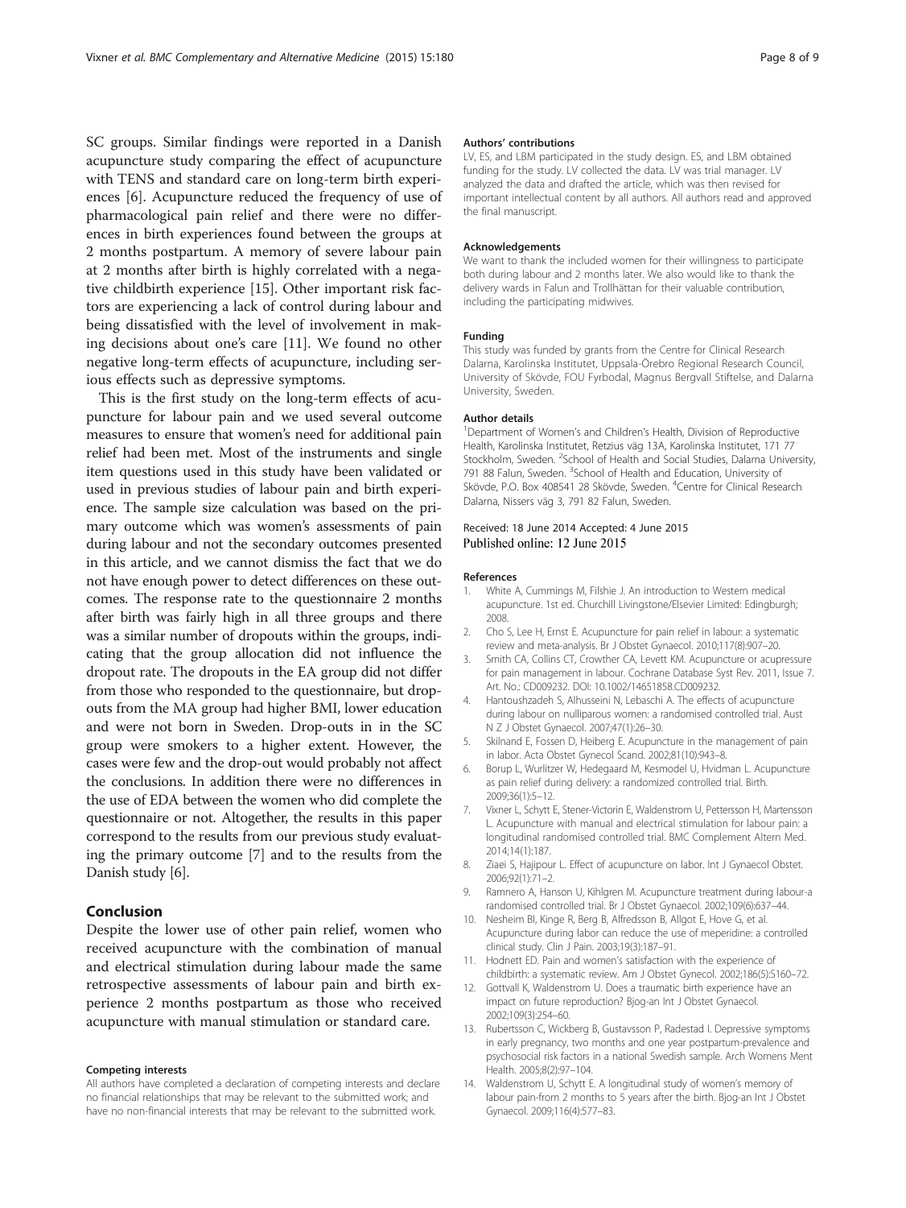SC groups. Similar findings were reported in a Danish acupuncture study comparing the effect of acupuncture with TENS and standard care on long-term birth experiences [6]. Acupuncture reduced the frequency of use of pharmacological pain relief and there were no differences in birth experiences found between the groups at 2 months postpartum. A memory of severe labour pain at 2 months after birth is highly correlated with a negative childbirth experience [15]. Other important risk factors are experiencing a lack of control during labour and being dissatisfied with the level of involvement in making decisions about one's care [11]. We found no other negative long-term effects of acupuncture, including serious effects such as depressive symptoms.

This is the first study on the long-term effects of acupuncture for labour pain and we used several outcome measures to ensure that women's need for additional pain relief had been met. Most of the instruments and single item questions used in this study have been validated or used in previous studies of labour pain and birth experience. The sample size calculation was based on the primary outcome which was women's assessments of pain during labour and not the secondary outcomes presented in this article, and we cannot dismiss the fact that we do not have enough power to detect differences on these outcomes. The response rate to the questionnaire 2 months after birth was fairly high in all three groups and there was a similar number of dropouts within the groups, indicating that the group allocation did not influence the dropout rate. The dropouts in the EA group did not differ from those who responded to the questionnaire, but dropouts from the MA group had higher BMI, lower education and were not born in Sweden. Drop-outs in in the SC group were smokers to a higher extent. However, the cases were few and the drop-out would probably not affect the conclusions. In addition there were no differences in the use of EDA between the women who did complete the questionnaire or not. Altogether, the results in this paper correspond to the results from our previous study evaluating the primary outcome [7] and to the results from the Danish study [6].

## Conclusion

Despite the lower use of other pain relief, women who received acupuncture with the combination of manual and electrical stimulation during labour made the same retrospective assessments of labour pain and birth experience 2 months postpartum as those who received acupuncture with manual stimulation or standard care.

#### Competing interests

All authors have completed a declaration of competing interests and declare no financial relationships that may be relevant to the submitted work; and have no non-financial interests that may be relevant to the submitted work.

#### Authors' contributions

LV, ES, and LBM participated in the study design. ES, and LBM obtained funding for the study. LV collected the data. LV was trial manager. LV analyzed the data and drafted the article, which was then revised for important intellectual content by all authors. All authors read and approved the final manuscript.

#### Acknowledgements

We want to thank the included women for their willingness to participate both during labour and 2 months later. We also would like to thank the delivery wards in Falun and Trollhättan for their valuable contribution, including the participating midwives.

#### Funding

This study was funded by grants from the Centre for Clinical Research Dalarna, Karolinska Institutet, Uppsala-Örebro Regional Research Council, University of Skövde, FOU Fyrbodal, Magnus Bergvall Stiftelse, and Dalarna University, Sweden.

#### Author details

[1]Department of Women's and Children's Health, Division of Reproductive Health, Karolinska Institutet, Retzius väg 13A, Karolinska Institutet, 171 77 Stockholm, Sweden. [2]School of Health and Social Studies, Dalarna University, 791 88 Falun, Sweden. [3]School of Health and Education, University of Skövde, P.O. Box 408541 28 Skövde, Sweden. [4]Centre for Clinical Research Dalarna, Nissers väg 3, 791 82 Falun, Sweden.

Received: 18 June 2014 Accepted: 4 June 2015
Published online: 12 June 2015

#### References

1. White A, Cummings M, Filshie J. An introduction to Western medical acupuncture. 1st ed. Churchill Livingstone/Elsevier Limited: Edingburgh; 2008.
2. Cho S, Lee H, Ernst E. Acupuncture for pain relief in labour: a systematic review and meta-analysis. Br J Obstet Gynaecol. 2010;117(8):907–20.
3. Smith CA, Collins CT, Crowther CA, Levett KM. Acupuncture or acupressure for pain management in labour. Cochrane Database Syst Rev. 2011, Issue 7. Art. No.: CD009232. DOI: 10.1002/14651858.CD009232.
4. Hantoushzadeh S, Alhusseini N, Lebaschi A. The effects of acupuncture during labour on nulliparous women: a randomised controlled trial. Aust N Z J Obstet Gynaecol. 2007;47(1):26–30.
5. Skilnand E, Fossen D, Heiberg E. Acupuncture in the management of pain in labor. Acta Obstet Gynecol Scand. 2002;81(10):943–8.
6. Borup L, Wurlitzer W, Hedegaard M, Kesmodel U, Hvidman L. Acupuncture as pain relief during delivery: a randomized controlled trial. Birth. 2009;36(1):5–12.
7. Vixner L, Schytt E, Stener-Victorin E, Waldenstrom U, Pettersson H, Martensson L. Acupuncture with manual and electrical stimulation for labour pain: a longitudinal randomised controlled trial. BMC Complement Altern Med. 2014;14(1):187.
8. Ziaei S, Hajipour L. Effect of acupuncture on labor. Int J Gynaecol Obstet. 2006;92(1):71–2.
9. Ramnero A, Hanson U, Kihlgren M. Acupuncture treatment during labour-a randomised controlled trial. Br J Obstet Gynaecol. 2002;109(6):637–44.
10. Nesheim BI, Kinge R, Berg B, Alfredsson B, Allgot E, Hove G, et al. Acupuncture during labor can reduce the use of meperidine: a controlled clinical study. Clin J Pain. 2003;19(3):187–91.
11. Hodnett ED. Pain and women's satisfaction with the experience of childbirth: a systematic review. Am J Obstet Gynecol. 2002;186(5):S160–72.
12. Gottvall K, Waldenstrom U. Does a traumatic birth experience have an impact on future reproduction? Bjog-an Int J Obstet Gynaecol. 2002;109(3):254–60.
13. Rubertsson C, Wickberg B, Gustavsson P, Radestad I. Depressive symptoms in early pregnancy, two months and one year postpartum-prevalence and psychosocial risk factors in a national Swedish sample. Arch Womens Ment Health. 2005;8(2):97–104.
14. Waldenstrom U, Schytt E. A longitudinal study of women's memory of labour pain-from 2 months to 5 years after the birth. Bjog-an Int J Obstet Gynaecol. 2009;116(4):577–83.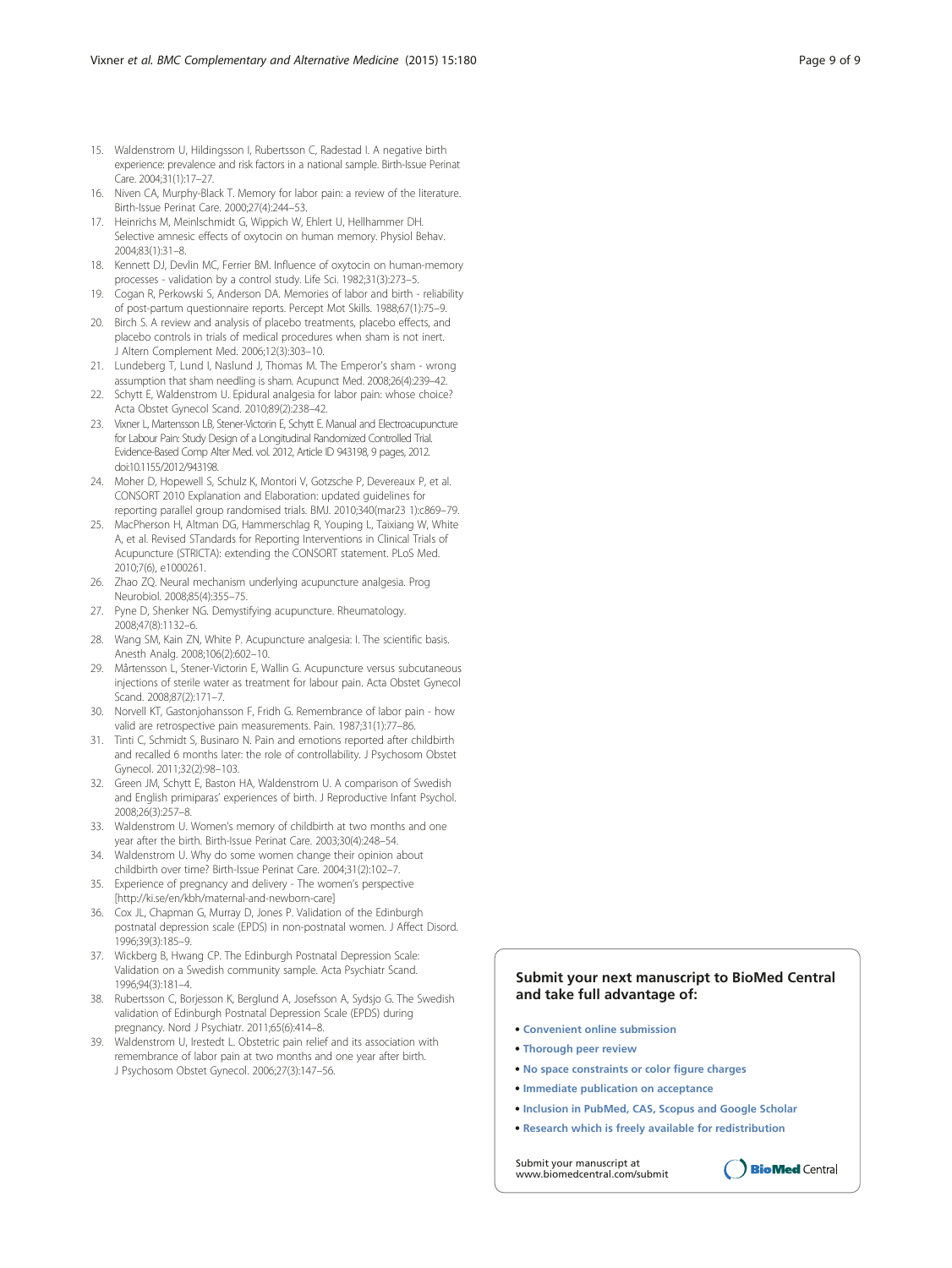15. Waldenstrom U, Hildingsson I, Rubertsson C, Radestad I. A negative birth experience: prevalence and risk factors in a national sample. Birth-Issue Perinat Care. 2004;31(1):17–27.
16. Niven CA, Murphy-Black T. Memory for labor pain: a review of the literature. Birth-Issue Perinat Care. 2000;27(4):244–53.
17. Heinrichs M, Meinlschmidt G, Wippich W, Ehlert U, Hellhammer DH. Selective amnesic effects of oxytocin on human memory. Physiol Behav. 2004;83(1):31–8.
18. Kennett DJ, Devlin MC, Ferrier BM. Influence of oxytocin on human-memory processes - validation by a control study. Life Sci. 1982;31(3):273–5.
19. Cogan R, Perkowski S, Anderson DA. Memories of labor and birth - reliability of post-partum questionnaire reports. Percept Mot Skills. 1988;67(1):75–9.
20. Birch S. A review and analysis of placebo treatments, placebo effects, and placebo controls in trials of medical procedures when sham is not inert. J Altern Complement Med. 2006;12(3):303–10.
21. Lundeberg T, Lund I, Naslund J, Thomas M. The Emperor's sham - wrong assumption that sham needling is sham. Acupunct Med. 2008;26(4):239–42.
22. Schytt E, Waldenstrom U. Epidural analgesia for labor pain: whose choice? Acta Obstet Gynecol Scand. 2010;89(2):238–42.
23. Vixner L, Martensson LB, Stener-Victorin E, Schytt E. Manual and Electroacupuncture for Labour Pain: Study Design of a Longitudinal Randomized Controlled Trial. Evidence-Based Comp Alter Med. vol. 2012, Article ID 943198, 9 pages, 2012. doi:10.1155/2012/943198.
24. Moher D, Hopewell S, Schulz K, Montori V, Gotzsche P, Devereaux P, et al. CONSORT 2010 Explanation and Elaboration: updated guidelines for reporting parallel group randomised trials. BMJ. 2010;340(mar23 1):c869–79.
25. MacPherson H, Altman DG, Hammerschlag R, Youping L, Taixiang W, White A, et al. Revised STandards for Reporting Interventions in Clinical Trials of Acupuncture (STRICTA): extending the CONSORT statement. PLoS Med. 2010;7(6), e1000261.
26. Zhao ZQ. Neural mechanism underlying acupuncture analgesia. Prog Neurobiol. 2008;85(4):355–75.
27. Pyne D, Shenker NG. Demystifying acupuncture. Rheumatology. 2008;47(8):1132–6.
28. Wang SM, Kain ZN, White P. Acupuncture analgesia: I. The scientific basis. Anesth Analg. 2008;106(2):602–10.
29. Mårtensson L, Stener-Victorin E, Wallin G. Acupuncture versus subcutaneous injections of sterile water as treatment for labour pain. Acta Obstet Gynecol Scand. 2008;87(2):171–7.
30. Norvell KT, Gastonjohansson F, Fridh G. Remembrance of labor pain - how valid are retrospective pain measurements. Pain. 1987;31(1):77–86.
31. Tinti C, Schmidt S, Businaro N. Pain and emotions reported after childbirth and recalled 6 months later: the role of controllability. J Psychosom Obstet Gynecol. 2011;32(2):98–103.
32. Green JM, Schytt E, Baston HA, Waldenstrom U. A comparison of Swedish and English primiparas' experiences of birth. J Reproductive Infant Psychol. 2008;26(3):257–8.
33. Waldenstrom U. Women's memory of childbirth at two months and one year after the birth. Birth-Issue Perinat Care. 2003;30(4):248–54.
34. Waldenstrom U. Why do some women change their opinion about childbirth over time? Birth-Issue Perinat Care. 2004;31(2):102–7.
35. Experience of pregnancy and delivery - The women's perspective [http://ki.se/en/kbh/maternal-and-newborn-care]
36. Cox JL, Chapman G, Murray D, Jones P. Validation of the Edinburgh postnatal depression scale (EPDS) in non-postnatal women. J Affect Disord. 1996;39(3):185–9.
37. Wickberg B, Hwang CP. The Edinburgh Postnatal Depression Scale: Validation on a Swedish community sample. Acta Psychiatr Scand. 1996;94(3):181–4.
38. Rubertsson C, Borjesson K, Berglund A, Josefsson A, Sydsjo G. The Swedish validation of Edinburgh Postnatal Depression Scale (EPDS) during pregnancy. Nord J Psychiatr. 2011;65(6):414–8.
39. Waldenstrom U, Irestedt L. Obstetric pain relief and its association with remembrance of labor pain at two months and one year after birth. J Psychosom Obstet Gynecol. 2006;27(3):147–56.

**Submit your next manuscript to BioMed Central and take full advantage of:**

- **Convenient online submission**
- **Thorough peer review**
- **No space constraints or color figure charges**
- **Immediate publication on acceptance**
- **Inclusion in PubMed, CAS, Scopus and Google Scholar**
- **Research which is freely available for redistribution**

Submit your manuscript at
www.biomedcentral.com/submit

BioMed Central